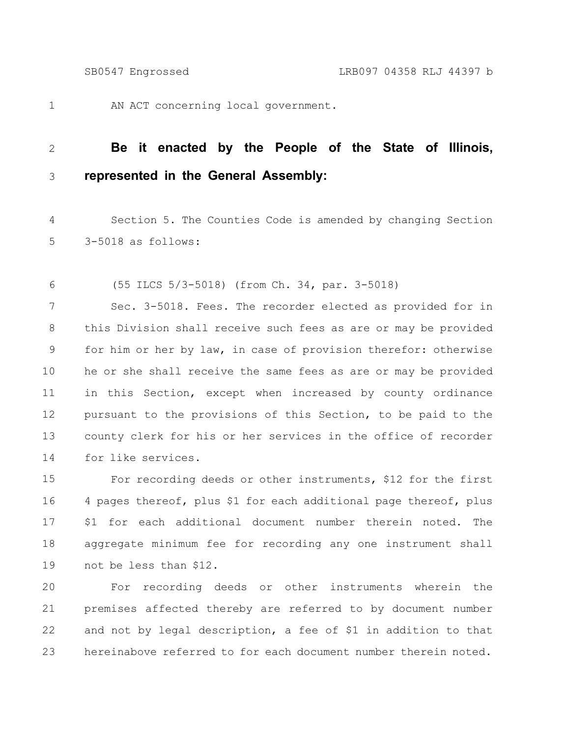AN ACT concerning local government.

**Be it enacted by the People of the State of Illinois, represented in the General Assembly:**

Section 5. The Counties Code is amended by changing Section 3-5018 as follows:

(55 ILCS 5/3-5018) (from Ch. 34, par. 3-5018)

Sec. 3-5018. Fees. The recorder elected as provided for in this Division shall receive such fees as are or may be provided for him or her by law, in case of provision therefor: otherwise he or she shall receive the same fees as are or may be provided in this Section, except when increased by county ordinance pursuant to the provisions of this Section, to be paid to the county clerk for his or her services in the office of recorder for like services.

For recording deeds or other instruments, $12 for the first 4 pages thereof, plus $1 for each additional page thereof, plus $1 for each additional document number therein noted. The aggregate minimum fee for recording any one instrument shall not be less than $12.

For recording deeds or other instruments wherein the premises affected thereby are referred to by document number and not by legal description, a fee of $1 in addition to that hereinabove referred to for each document number therein noted.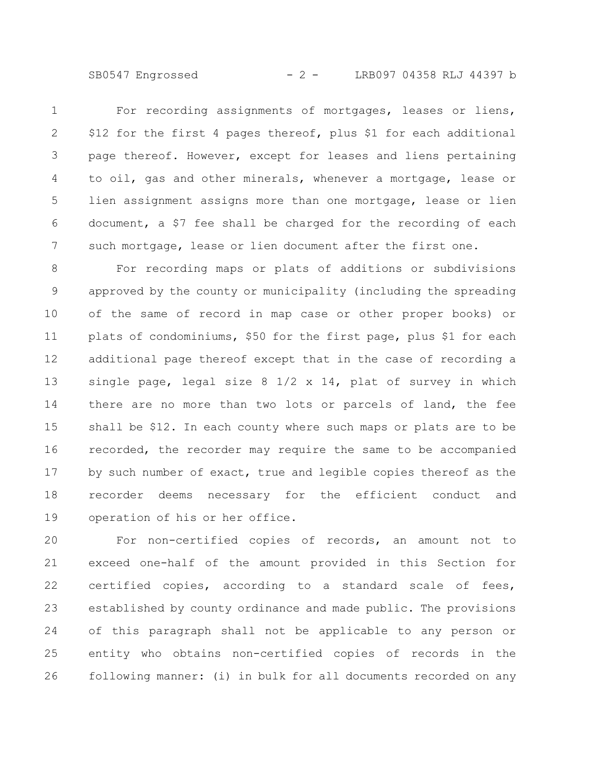For recording assignments of mortgages, leases or liens, $12 for the first 4 pages thereof, plus $1 for each additional page thereof. However, except for leases and liens pertaining to oil, gas and other minerals, whenever a mortgage, lease or lien assignment assigns more than one mortgage, lease or lien document, a $7 fee shall be charged for the recording of each such mortgage, lease or lien document after the first one.

For recording maps or plats of additions or subdivisions approved by the county or municipality (including the spreading of the same of record in map case or other proper books) or plats of condominiums, $50 for the first page, plus $1 for each additional page thereof except that in the case of recording a single page, legal size 8 1/2 x 14, plat of survey in which there are no more than two lots or parcels of land, the fee shall be $12. In each county where such maps or plats are to be recorded, the recorder may require the same to be accompanied by such number of exact, true and legible copies thereof as the recorder deems necessary for the efficient conduct and operation of his or her office.

For non-certified copies of records, an amount not to exceed one-half of the amount provided in this Section for certified copies, according to a standard scale of fees, established by county ordinance and made public. The provisions of this paragraph shall not be applicable to any person or entity who obtains non-certified copies of records in the following manner: (i) in bulk for all documents recorded on any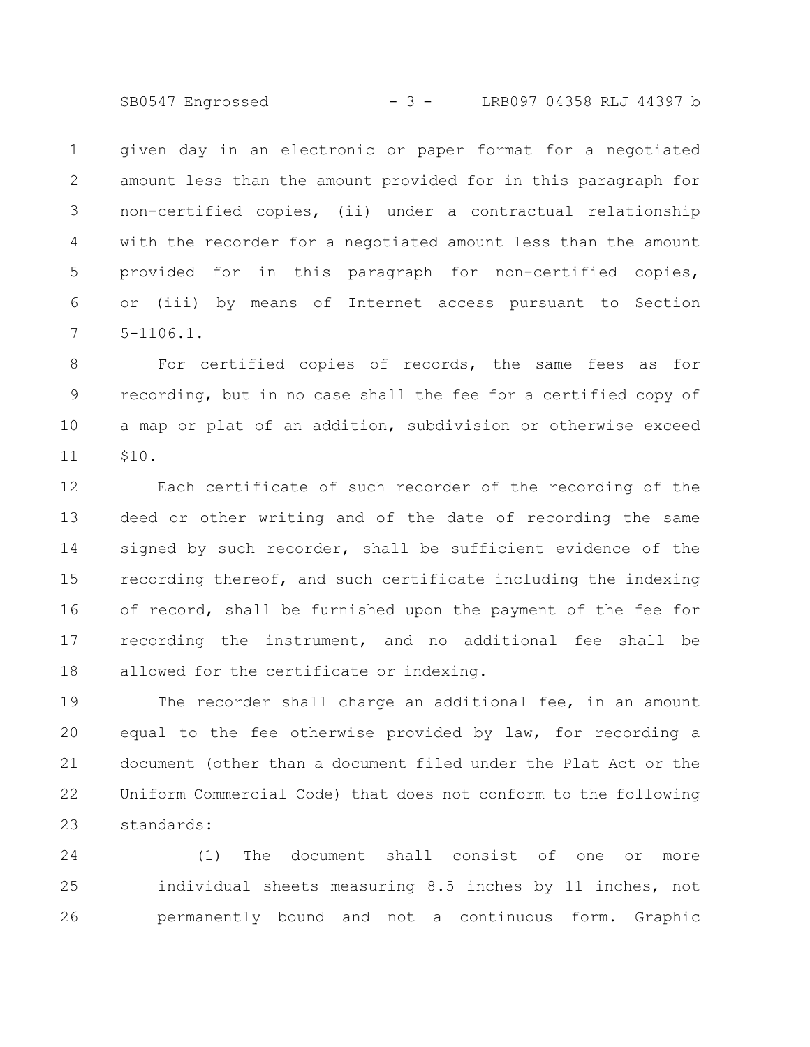given day in an electronic or paper format for a negotiated amount less than the amount provided for in this paragraph for non-certified copies, (ii) under a contractual relationship with the recorder for a negotiated amount less than the amount provided for in this paragraph for non-certified copies, or (iii) by means of Internet access pursuant to Section 5-1106.1.

For certified copies of records, the same fees as for recording, but in no case shall the fee for a certified copy of a map or plat of an addition, subdivision or otherwise exceed $10.

Each certificate of such recorder of the recording of the deed or other writing and of the date of recording the same signed by such recorder, shall be sufficient evidence of the recording thereof, and such certificate including the indexing of record, shall be furnished upon the payment of the fee for recording the instrument, and no additional fee shall be allowed for the certificate or indexing.

The recorder shall charge an additional fee, in an amount equal to the fee otherwise provided by law, for recording a document (other than a document filed under the Plat Act or the Uniform Commercial Code) that does not conform to the following standards:

(1) The document shall consist of one or more individual sheets measuring 8.5 inches by 11 inches, not permanently bound and not a continuous form. Graphic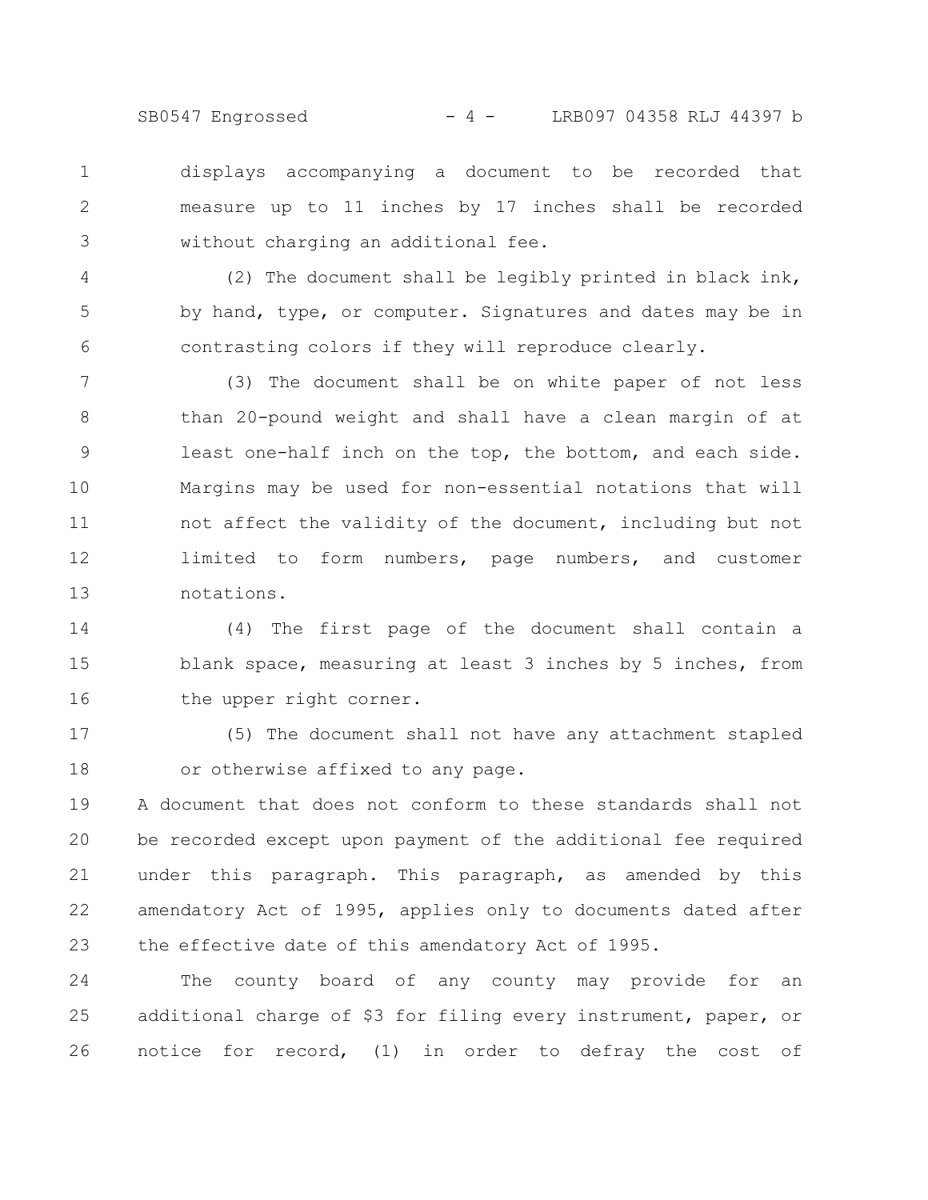displays accompanying a document to be recorded that measure up to 11 inches by 17 inches shall be recorded without charging an additional fee.

(2) The document shall be legibly printed in black ink, by hand, type, or computer. Signatures and dates may be in contrasting colors if they will reproduce clearly.

(3) The document shall be on white paper of not less than 20-pound weight and shall have a clean margin of at least one-half inch on the top, the bottom, and each side. Margins may be used for non-essential notations that will not affect the validity of the document, including but not limited to form numbers, page numbers, and customer notations.

(4) The first page of the document shall contain a blank space, measuring at least 3 inches by 5 inches, from the upper right corner.

(5) The document shall not have any attachment stapled or otherwise affixed to any page.

A document that does not conform to these standards shall not be recorded except upon payment of the additional fee required under this paragraph. This paragraph, as amended by this amendatory Act of 1995, applies only to documents dated after the effective date of this amendatory Act of 1995.

The county board of any county may provide for an additional charge of $3 for filing every instrument, paper, or notice for record, (1) in order to defray the cost of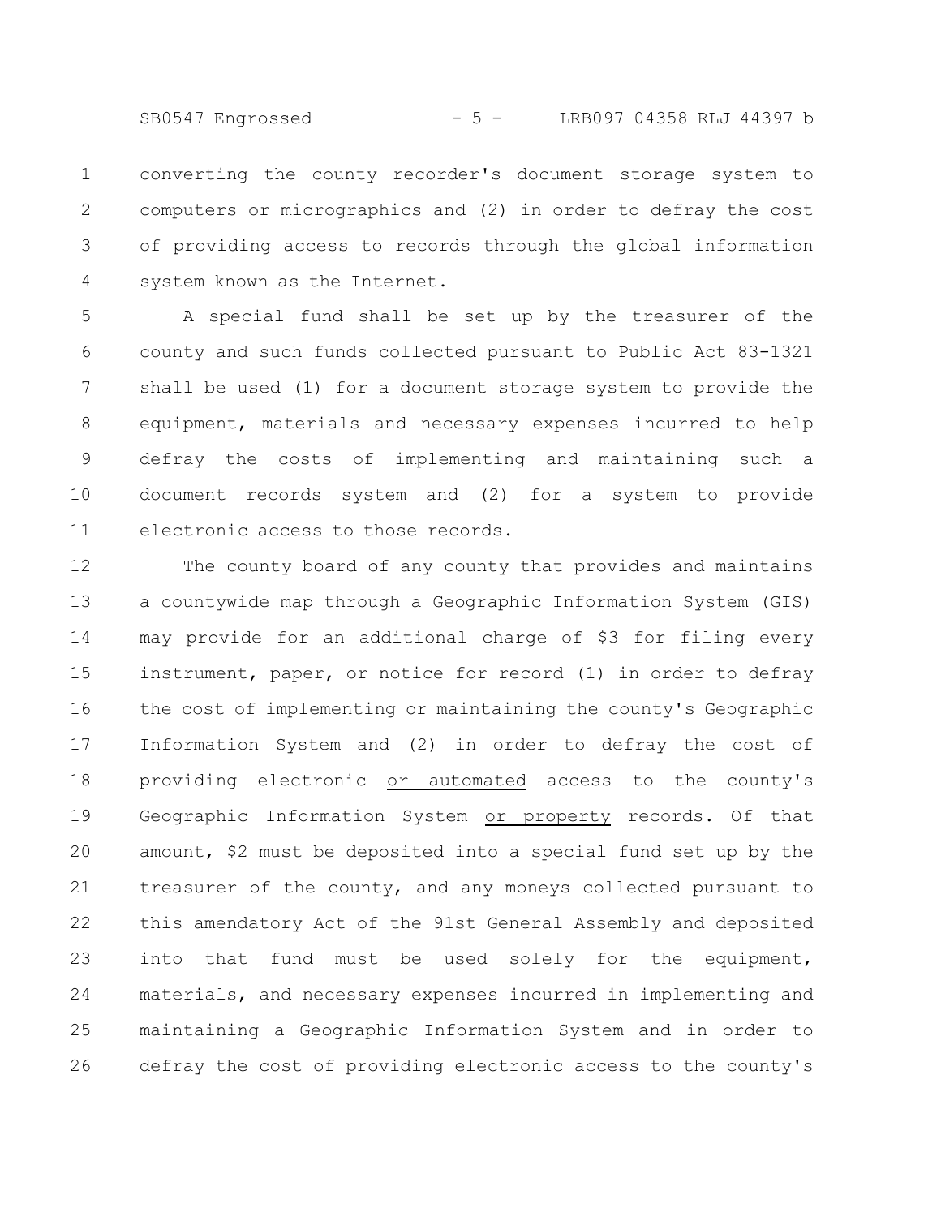converting the county recorder's document storage system to computers or micrographics and (2) in order to defray the cost of providing access to records through the global information system known as the Internet.

A special fund shall be set up by the treasurer of the county and such funds collected pursuant to Public Act 83-1321 shall be used (1) for a document storage system to provide the equipment, materials and necessary expenses incurred to help defray the costs of implementing and maintaining such a document records system and (2) for a system to provide electronic access to those records.

The county board of any county that provides and maintains a countywide map through a Geographic Information System (GIS) may provide for an additional charge of $3 for filing every instrument, paper, or notice for record (1) in order to defray the cost of implementing or maintaining the county's Geographic Information System and (2) in order to defray the cost of providing electronic <u>or automated</u> access to the county's Geographic Information System <u>or property</u> records. Of that amount, $2 must be deposited into a special fund set up by the treasurer of the county, and any moneys collected pursuant to this amendatory Act of the 91st General Assembly and deposited into that fund must be used solely for the equipment, materials, and necessary expenses incurred in implementing and maintaining a Geographic Information System and in order to defray the cost of providing electronic access to the county's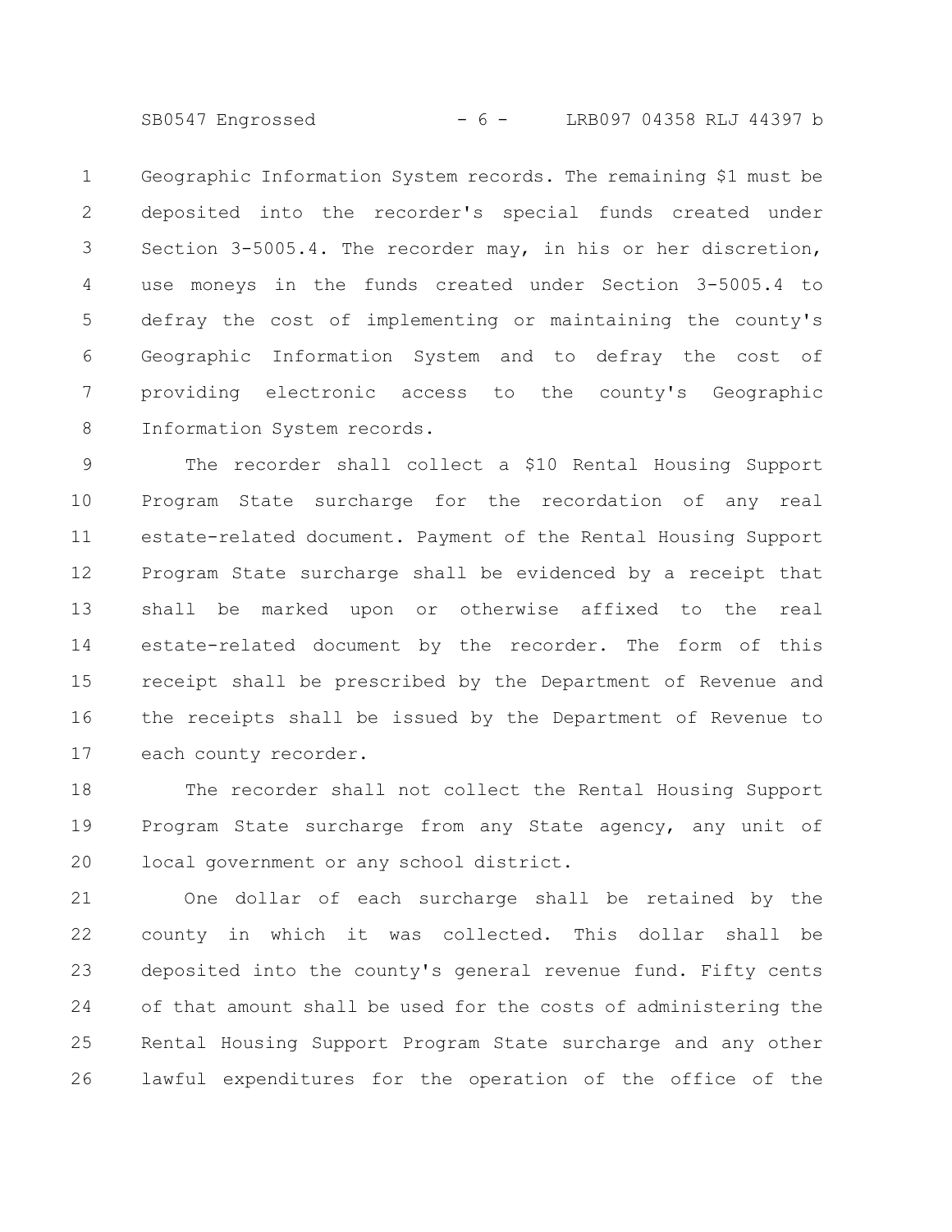Geographic Information System records. The remaining $1 must be deposited into the recorder's special funds created under Section 3-5005.4. The recorder may, in his or her discretion, use moneys in the funds created under Section 3-5005.4 to defray the cost of implementing or maintaining the county's Geographic Information System and to defray the cost of providing electronic access to the county's Geographic Information System records.

The recorder shall collect a $10 Rental Housing Support Program State surcharge for the recordation of any real estate-related document. Payment of the Rental Housing Support Program State surcharge shall be evidenced by a receipt that shall be marked upon or otherwise affixed to the real estate-related document by the recorder. The form of this receipt shall be prescribed by the Department of Revenue and the receipts shall be issued by the Department of Revenue to each county recorder.

The recorder shall not collect the Rental Housing Support Program State surcharge from any State agency, any unit of local government or any school district.

One dollar of each surcharge shall be retained by the county in which it was collected. This dollar shall be deposited into the county's general revenue fund. Fifty cents of that amount shall be used for the costs of administering the Rental Housing Support Program State surcharge and any other lawful expenditures for the operation of the office of the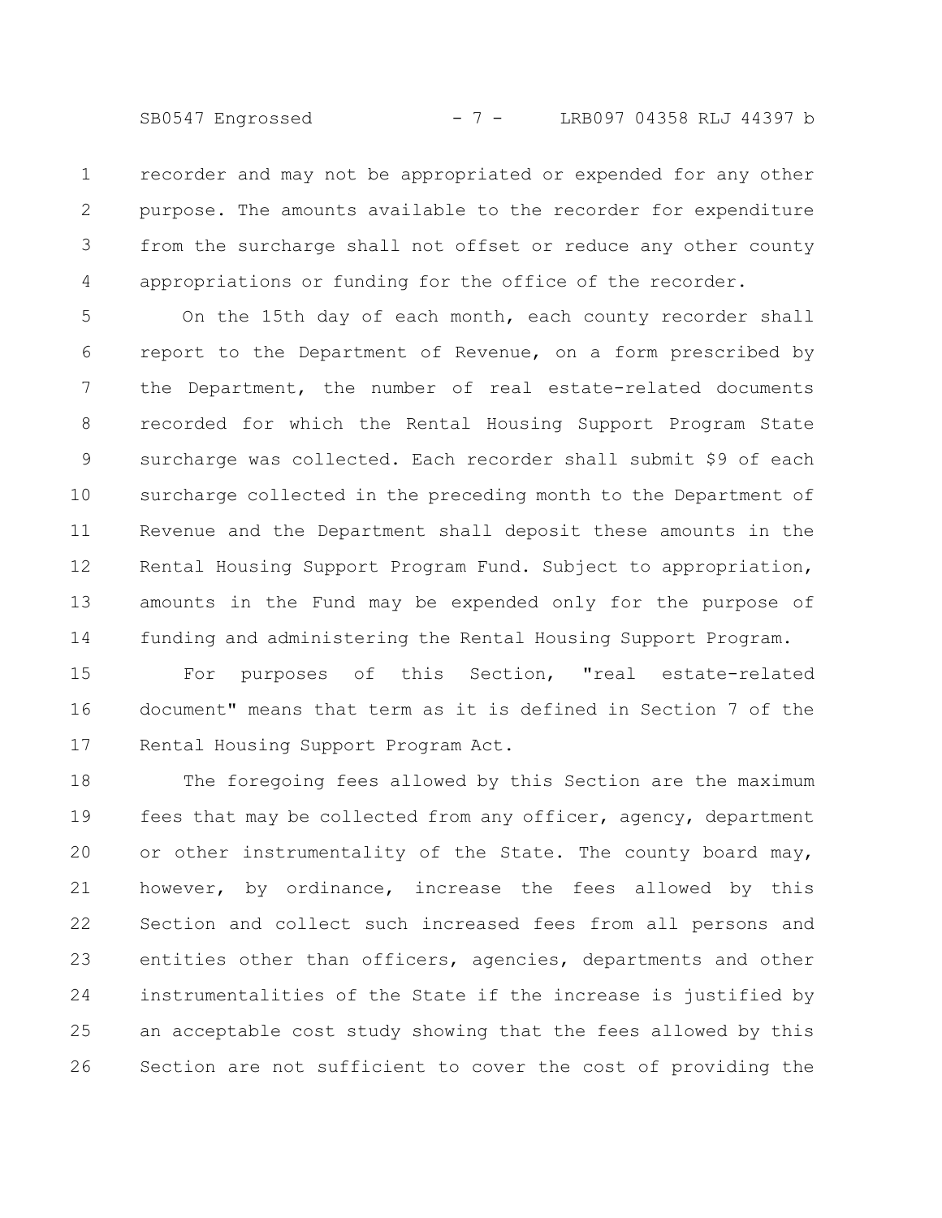recorder and may not be appropriated or expended for any other purpose. The amounts available to the recorder for expenditure from the surcharge shall not offset or reduce any other county appropriations or funding for the office of the recorder.

On the 15th day of each month, each county recorder shall report to the Department of Revenue, on a form prescribed by the Department, the number of real estate-related documents recorded for which the Rental Housing Support Program State surcharge was collected. Each recorder shall submit $9 of each surcharge collected in the preceding month to the Department of Revenue and the Department shall deposit these amounts in the Rental Housing Support Program Fund. Subject to appropriation, amounts in the Fund may be expended only for the purpose of funding and administering the Rental Housing Support Program.

For purposes of this Section, "real estate-related document" means that term as it is defined in Section 7 of the Rental Housing Support Program Act.

The foregoing fees allowed by this Section are the maximum fees that may be collected from any officer, agency, department or other instrumentality of the State. The county board may, however, by ordinance, increase the fees allowed by this Section and collect such increased fees from all persons and entities other than officers, agencies, departments and other instrumentalities of the State if the increase is justified by an acceptable cost study showing that the fees allowed by this Section are not sufficient to cover the cost of providing the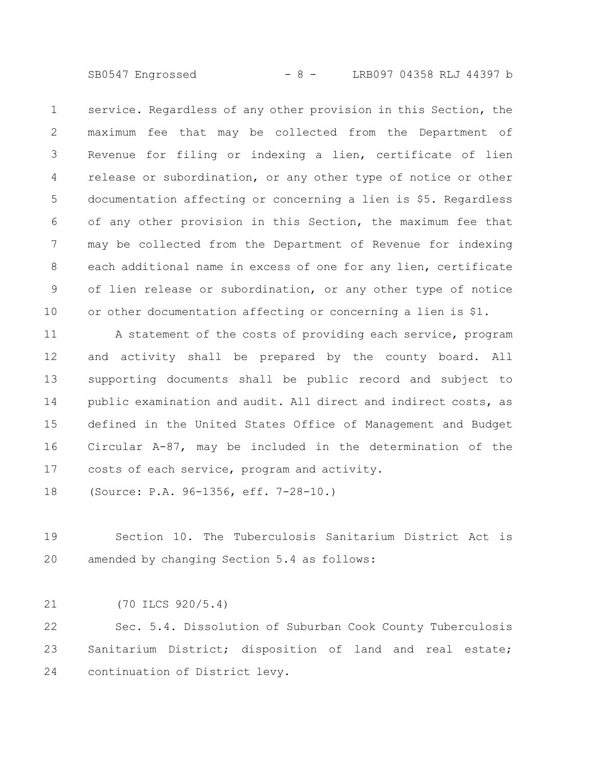service. Regardless of any other provision in this Section, the maximum fee that may be collected from the Department of Revenue for filing or indexing a lien, certificate of lien release or subordination, or any other type of notice or other documentation affecting or concerning a lien is $5. Regardless of any other provision in this Section, the maximum fee that may be collected from the Department of Revenue for indexing each additional name in excess of one for any lien, certificate of lien release or subordination, or any other type of notice or other documentation affecting or concerning a lien is $1.

A statement of the costs of providing each service, program and activity shall be prepared by the county board. All supporting documents shall be public record and subject to public examination and audit. All direct and indirect costs, as defined in the United States Office of Management and Budget Circular A-87, may be included in the determination of the costs of each service, program and activity.

(Source: P.A. 96-1356, eff. 7-28-10.)

Section 10. The Tuberculosis Sanitarium District Act is amended by changing Section 5.4 as follows:

(70 ILCS 920/5.4)

Sec. 5.4. Dissolution of Suburban Cook County Tuberculosis Sanitarium District; disposition of land and real estate; continuation of District levy.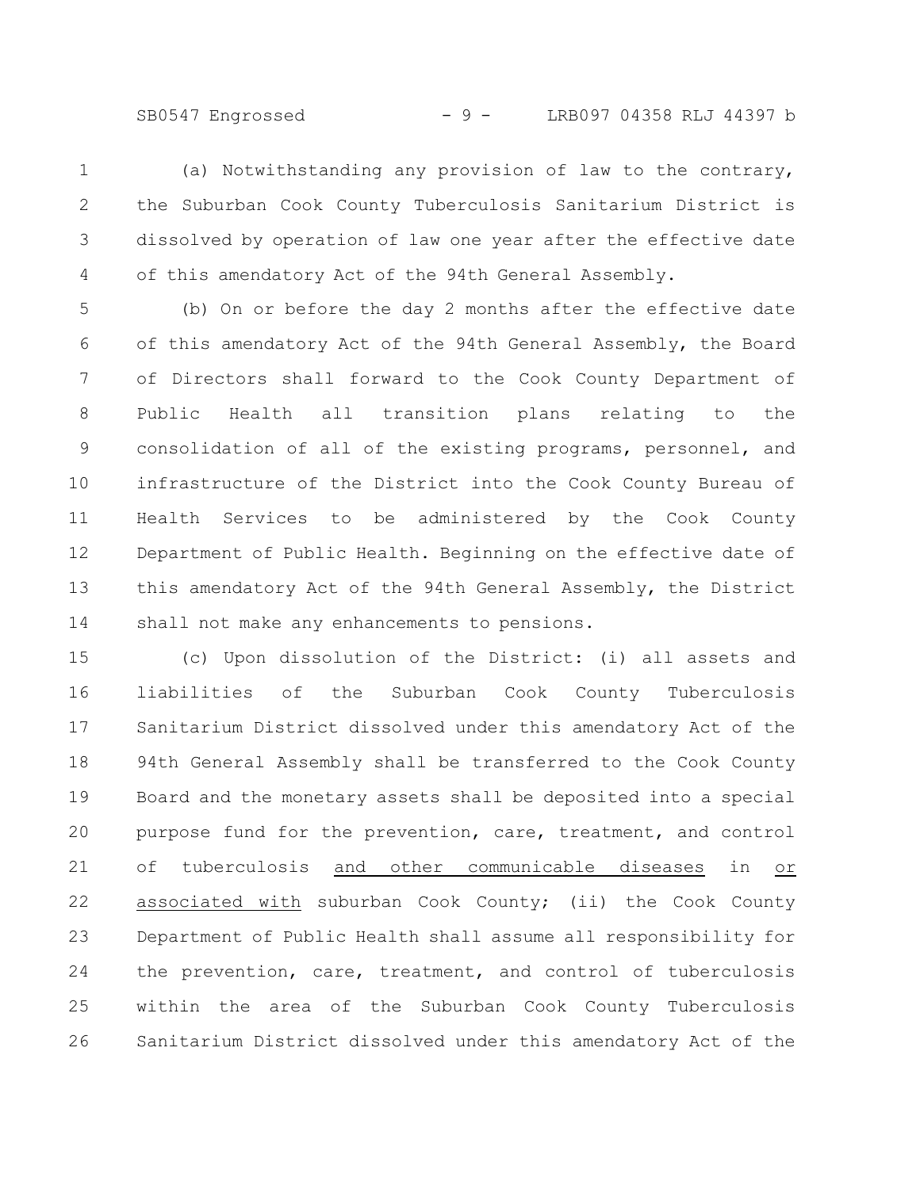(a) Notwithstanding any provision of law to the contrary, the Suburban Cook County Tuberculosis Sanitarium District is dissolved by operation of law one year after the effective date of this amendatory Act of the 94th General Assembly.

(b) On or before the day 2 months after the effective date of this amendatory Act of the 94th General Assembly, the Board of Directors shall forward to the Cook County Department of Public Health all transition plans relating to the consolidation of all of the existing programs, personnel, and infrastructure of the District into the Cook County Bureau of Health Services to be administered by the Cook County Department of Public Health. Beginning on the effective date of this amendatory Act of the 94th General Assembly, the District shall not make any enhancements to pensions.

(c) Upon dissolution of the District: (i) all assets and liabilities of the Suburban Cook County Tuberculosis Sanitarium District dissolved under this amendatory Act of the 94th General Assembly shall be transferred to the Cook County Board and the monetary assets shall be deposited into a special purpose fund for the prevention, care, treatment, and control of tuberculosis and other communicable diseases in or associated with suburban Cook County; (ii) the Cook County Department of Public Health shall assume all responsibility for the prevention, care, treatment, and control of tuberculosis within the area of the Suburban Cook County Tuberculosis Sanitarium District dissolved under this amendatory Act of the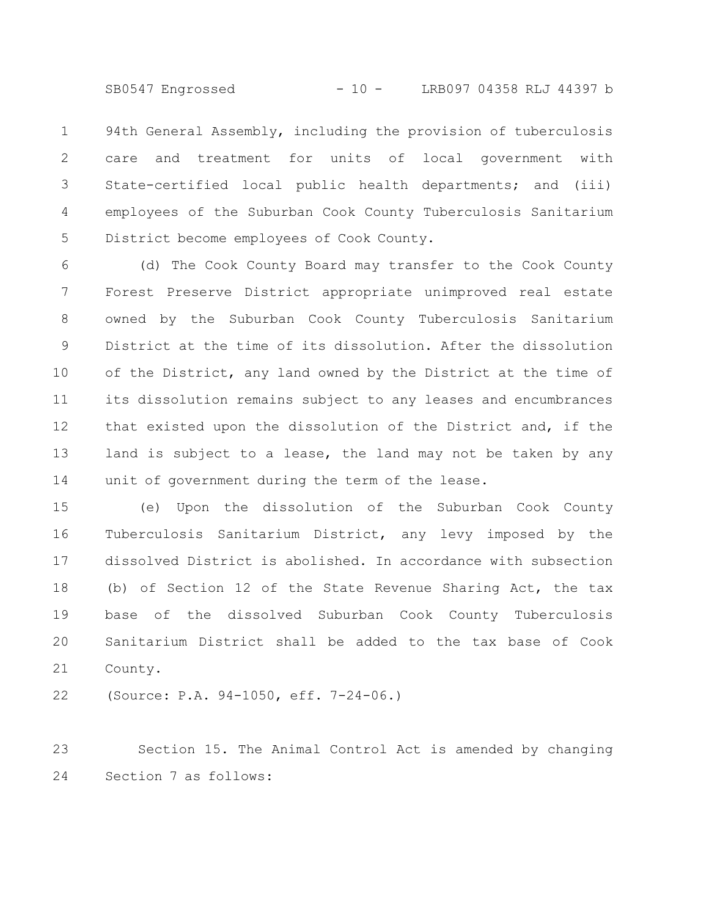94th General Assembly, including the provision of tuberculosis care and treatment for units of local government with State-certified local public health departments; and (iii) employees of the Suburban Cook County Tuberculosis Sanitarium District become employees of Cook County.

(d) The Cook County Board may transfer to the Cook County Forest Preserve District appropriate unimproved real estate owned by the Suburban Cook County Tuberculosis Sanitarium District at the time of its dissolution. After the dissolution of the District, any land owned by the District at the time of its dissolution remains subject to any leases and encumbrances that existed upon the dissolution of the District and, if the land is subject to a lease, the land may not be taken by any unit of government during the term of the lease.

(e) Upon the dissolution of the Suburban Cook County Tuberculosis Sanitarium District, any levy imposed by the dissolved District is abolished. In accordance with subsection (b) of Section 12 of the State Revenue Sharing Act, the tax base of the dissolved Suburban Cook County Tuberculosis Sanitarium District shall be added to the tax base of Cook County.

(Source: P.A. 94-1050, eff. 7-24-06.)

Section 15. The Animal Control Act is amended by changing Section 7 as follows: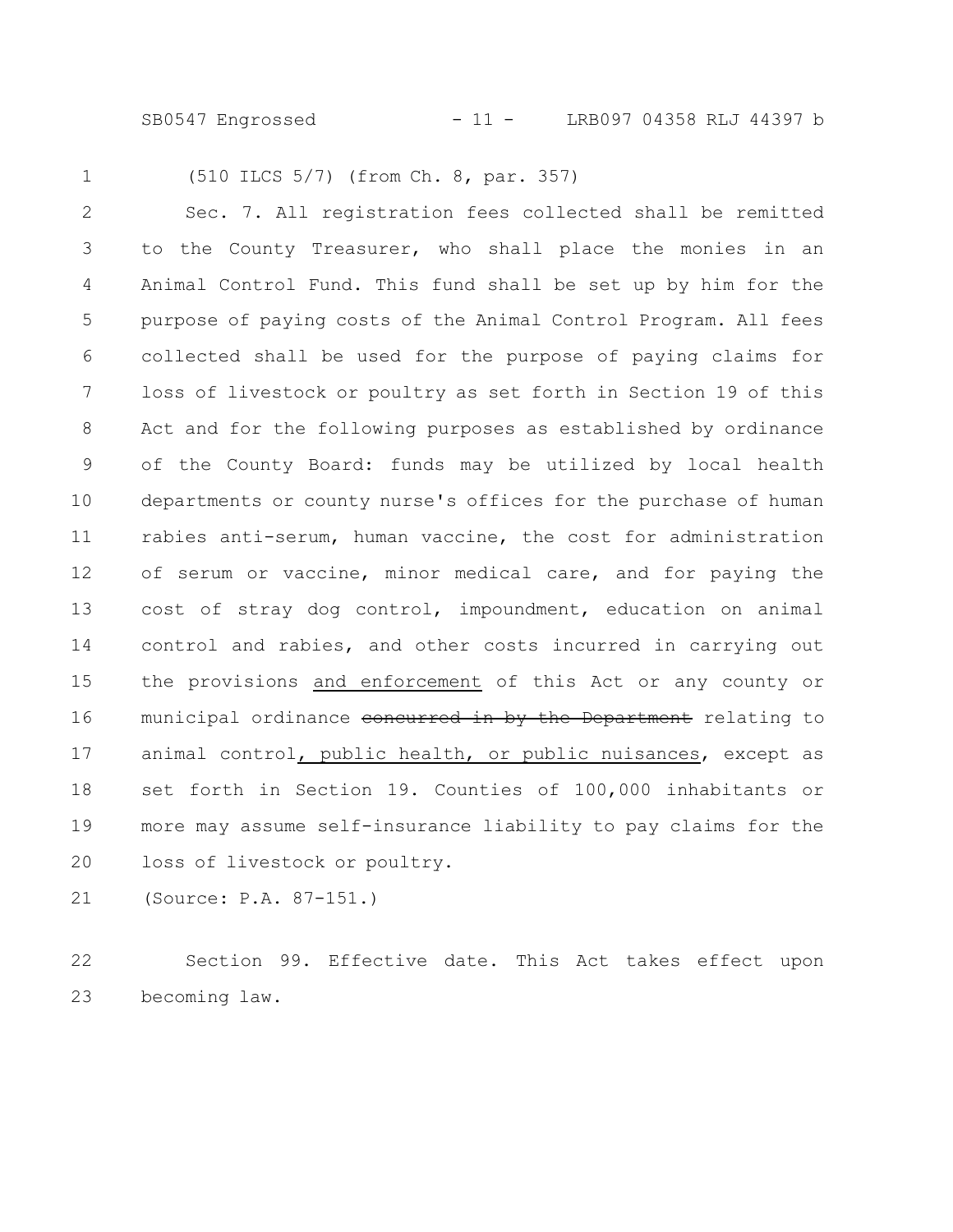(510 ILCS 5/7) (from Ch. 8, par. 357)

Sec. 7. All registration fees collected shall be remitted to the County Treasurer, who shall place the monies in an Animal Control Fund. This fund shall be set up by him for the purpose of paying costs of the Animal Control Program. All fees collected shall be used for the purpose of paying claims for loss of livestock or poultry as set forth in Section 19 of this Act and for the following purposes as established by ordinance of the County Board: funds may be utilized by local health departments or county nurse's offices for the purchase of human rabies anti-serum, human vaccine, the cost for administration of serum or vaccine, minor medical care, and for paying the cost of stray dog control, impoundment, education on animal control and rabies, and other costs incurred in carrying out the provisions <u>and enforcement</u> of this Act or any county or municipal ordinance ~~concurred in by the Department~~ relating to animal control<u>, public health, or public nuisances</u>, except as set forth in Section 19. Counties of 100,000 inhabitants or more may assume self-insurance liability to pay claims for the loss of livestock or poultry.

(Source: P.A. 87-151.)

Section 99. Effective date. This Act takes effect upon becoming law.